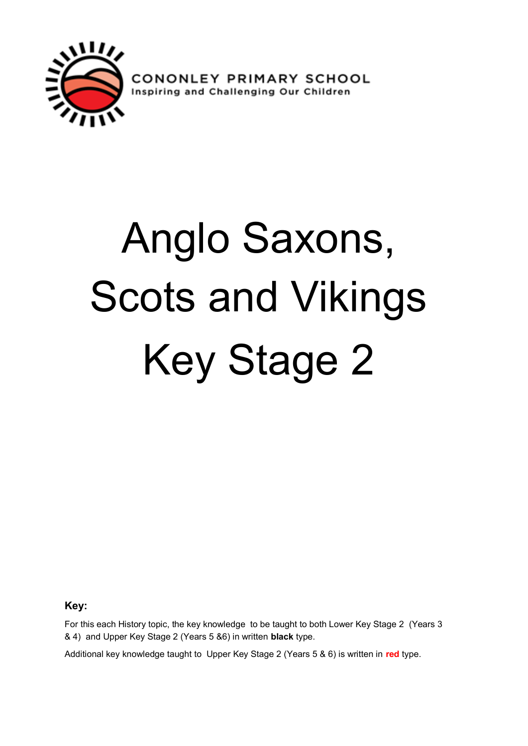CONONLEY PRIMARY SCHOOL
Inspiring and Challenging Our Children

# Anglo Saxons, Scots and Vikings Key Stage 2

**Key:**

For this each History topic, the key knowledge to be taught to both Lower Key Stage 2 (Years 3 & 4) and Upper Key Stage 2 (Years 5 &6) in written **black** type.

Additional key knowledge taught to Upper Key Stage 2 (Years 5 & 6) is written in **red** type.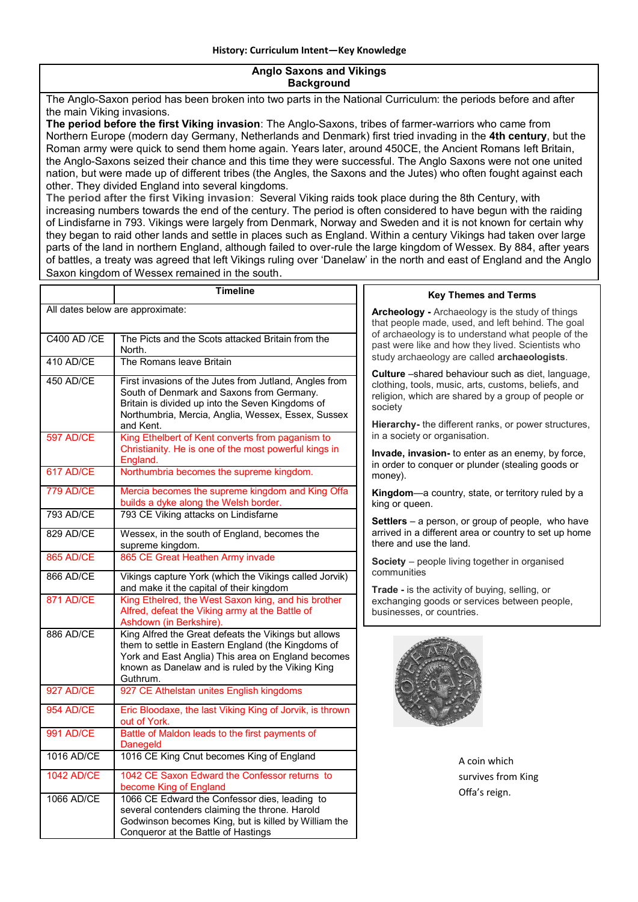**History: Curriculum Intent—Key Knowledge**

## Anglo Saxons and Vikings
## Background

The Anglo-Saxon period has been broken into two parts in the National Curriculum: the periods before and after the main Viking invasions.

**The period before the first Viking invasion**: The Anglo-Saxons, tribes of farmer-warriors who came from Northern Europe (modern day Germany, Netherlands and Denmark) first tried invading in the **4th century**, but the Roman army were quick to send them home again. Years later, around 450CE, the Ancient Romans left Britain, the Anglo-Saxons seized their chance and this time they were successful. The Anglo Saxons were not one united nation, but were made up of different tribes (the Angles, the Saxons and the Jutes) who often fought against each other. They divided England into several kingdoms.

**The period after the first Viking invasion**: Several Viking raids took place during the 8th Century, with increasing numbers towards the end of the century. The period is often considered to have begun with the raiding of Lindisfarne in 793. Vikings were largely from Denmark, Norway and Sweden and it is not known for certain why they began to raid other lands and settle in places such as England. Within a century Vikings had taken over large parts of the land in northern England, although failed to over-rule the large kingdom of Wessex. By 884, after years of battles, a treaty was agreed that left Vikings ruling over 'Danelaw' in the north and east of England and the Anglo Saxon kingdom of Wessex remained in the south.

| | Timeline |
|---|---|
| All dates below are approximate: | |
| C400 AD /CE | The Picts and the Scots attacked Britain from the North. |
| 410 AD/CE | The Romans leave Britain |
| 450 AD/CE | First invasions of the Jutes from Jutland, Angles from South of Denmark and Saxons from Germany. Britain is divided up into the Seven Kingdoms of Northumbria, Mercia, Anglia, Wessex, Essex, Sussex and Kent. |
| 597 AD/CE | King Ethelbert of Kent converts from paganism to Christianity. He is one of the most powerful kings in England. |
| 617 AD/CE | Northumbria becomes the supreme kingdom. |
| 779 AD/CE | Mercia becomes the supreme kingdom and King Offa builds a dyke along the Welsh border. |
| 793 AD/CE | 793 CE Viking attacks on Lindisfarne |
| 829 AD/CE | Wessex, in the south of England, becomes the supreme kingdom. |
| 865 AD/CE | 865 CE Great Heathen Army invade |
| 866 AD/CE | Vikings capture York (which the Vikings called Jorvik) and make it the capital of their kingdom |
| 871 AD/CE | King Ethelred, the West Saxon king, and his brother Alfred, defeat the Viking army at the Battle of Ashdown (in Berkshire). |
| 886 AD/CE | King Alfred the Great defeats the Vikings but allows them to settle in Eastern England (the Kingdoms of York and East Anglia) This area on England becomes known as Danelaw and is ruled by the Viking King Guthrum. |
| 927 AD/CE | 927 CE Athelstan unites English kingdoms |
| 954 AD/CE | Eric Bloodaxe, the last Viking King of Jorvik, is thrown out of York. |
| 991 AD/CE | Battle of Maldon leads to the first payments of Danegeld |
| 1016 AD/CE | 1016 CE King Cnut becomes King of England |
| 1042 AD/CE | 1042 CE Saxon Edward the Confessor returns to become King of England |
| 1066 AD/CE | 1066 CE Edward the Confessor dies, leading to several contenders claiming the throne. Harold Godwinson becomes King, but is killed by William the Conqueror at the Battle of Hastings |

### Key Themes and Terms

**Archeology -** Archaeology is the study of things that people made, used, and left behind. The goal of archaeology is to understand what people of the past were like and how they lived. Scientists who study archaeology are called **archaeologists**.

**Culture** –shared behaviour such as diet, language, clothing, tools, music, arts, customs, beliefs, and religion, which are shared by a group of people or society

**Hierarchy-** the different ranks, or power structures, in a society or organisation.

**Invade, invasion-** to enter as an enemy, by force, in order to conquer or plunder (stealing goods or money).

**Kingdom**—a country, state, or territory ruled by a king or queen.

**Settlers** – a person, or group of people, who have arrived in a different area or country to set up home there and use the land.

**Society** – people living together in organised communities

**Trade -** is the activity of buying, selling, or exchanging goods or services between people, businesses, or countries.

A coin which survives from King Offa's reign.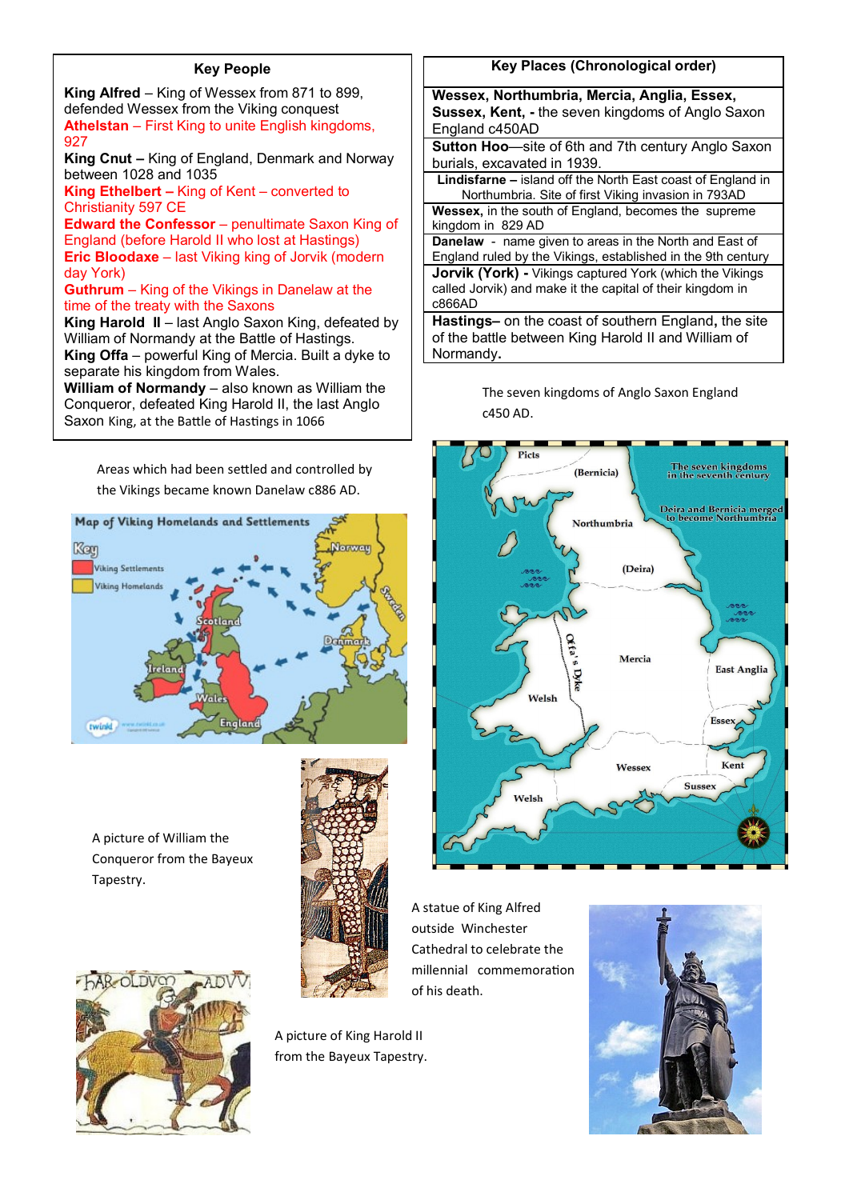## Key People

**King Alfred** – King of Wessex from 871 to 899, defended Wessex from the Viking conquest

**Athelstan** – First King to unite English kingdoms, 927

**King Cnut –** King of England, Denmark and Norway between 1028 and 1035

**King Ethelbert –** King of Kent – converted to Christianity 597 CE

**Edward the Confessor** – penultimate Saxon King of England (before Harold II who lost at Hastings)

**Eric Bloodaxe** – last Viking king of Jorvik (modern day York)

**Guthrum** – King of the Vikings in Danelaw at the time of the treaty with the Saxons

**King Harold II** – last Anglo Saxon King, defeated by William of Normandy at the Battle of Hastings.

**King Offa** – powerful King of Mercia. Built a dyke to separate his kingdom from Wales.

**William of Normandy** – also known as William the Conqueror, defeated King Harold II, the last Anglo Saxon King, at the Battle of Hastings in 1066

## Key Places (Chronological order)

| Key Places (Chronological order) |
| --- |
| **Wessex, Northumbria, Mercia, Anglia, Essex, Sussex, Kent, -** the seven kingdoms of Anglo Saxon England c450AD |
| **Sutton Hoo**—site of 6th and 7th century Anglo Saxon burials, excavated in 1939. |
| **Lindisfarne –** island off the North East coast of England in Northumbria. Site of first Viking invasion in 793AD |
| **Wessex,** in the south of England, becomes the supreme kingdom in 829 AD |
| **Danelaw** - name given to areas in the North and East of England ruled by the Vikings, established in the 9th century |
| **Jorvik (York) -** Vikings captured York (which the Vikings called Jorvik) and make it the capital of their kingdom in c866AD |
| **Hastings**– on the coast of southern England, the site of the battle between King Harold II and William of Normandy. |

The seven kingdoms of Anglo Saxon England c450 AD.

Areas which had been settled and controlled by the Vikings became known Danelaw c886 AD.

A picture of William the Conqueror from the Bayeux Tapestry.

A statue of King Alfred outside Winchester Cathedral to celebrate the millennial commemoration of his death.

A picture of King Harold II from the Bayeux Tapestry.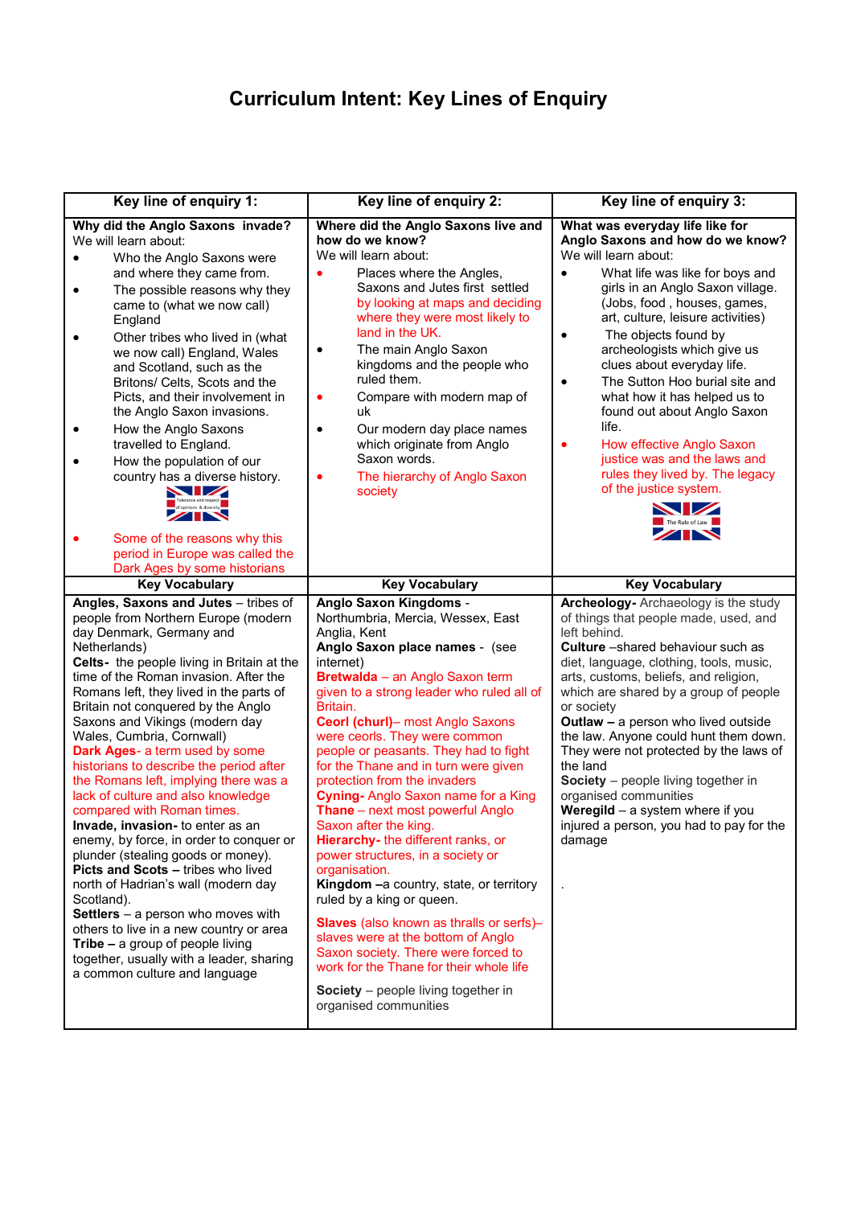# Curriculum Intent: Key Lines of Enquiry

| Key line of enquiry 1: | Key line of enquiry 2: | Key line of enquiry 3: |
|---|---|---|
| **Why did the Anglo Saxons invade?**<br>We will learn about:<br>• Who the Anglo Saxons were and where they came from.<br>• The possible reasons why they came to (what we now call) England<br>• Other tribes who lived in (what we now call) England, Wales and Scotland, such as the Britons/ Celts, Scots and the Picts, and their involvement in the Anglo Saxon invasions.<br>• How the Anglo Saxons travelled to England.<br>• How the population of our country has a diverse history.<br>Tolerance and respect of opinions & diversity<br>• Some of the reasons why this period in Europe was called the Dark Ages by some historians | **Where did the Anglo Saxons live and how do we know?**<br>We will learn about:<br>• Places where the Angles, Saxons and Jutes first settled by looking at maps and deciding where they were most likely to land in the UK.<br>• The main Anglo Saxon kingdoms and the people who ruled them.<br>• Compare with modern map of uk<br>• Our modern day place names which originate from Anglo Saxon words.<br>• The hierarchy of Anglo Saxon society | **What was everyday life like for Anglo Saxons and how do we know?**<br>We will learn about:<br>• What life was like for boys and girls in an Anglo Saxon village. (Jobs, food , houses, games, art, culture, leisure activities)<br>• The objects found by archeologists which give us clues about everyday life.<br>• The Sutton Hoo burial site and what how it has helped us to found out about Anglo Saxon life.<br>• How effective Anglo Saxon justice was and the laws and rules they lived by. The legacy of the justice system.<br>The Rule of Law |
| **Key Vocabulary** | **Key Vocabulary** | **Key Vocabulary** |
| **Angles, Saxons and Jutes** – tribes of people from Northern Europe (modern day Denmark, Germany and Netherlands)<br>**Celts-** the people living in Britain at the time of the Roman invasion. After the Romans left, they lived in the parts of Britain not conquered by the Anglo Saxons and Vikings (modern day Wales, Cumbria, Cornwall)<br>**Dark Ages**- a term used by some historians to describe the period after the Romans left, implying there was a lack of culture and also knowledge compared with Roman times.<br>**Invade, invasion-** to enter as an enemy, by force, in order to conquer or plunder (stealing goods or money).<br>**Picts and Scots –** tribes who lived north of Hadrian's wall (modern day Scotland).<br>**Settlers** – a person who moves with others to live in a new country or area<br>**Tribe –** a group of people living together, usually with a leader, sharing a common culture and language | **Anglo Saxon Kingdoms** - Northumbria, Mercia, Wessex, East Anglia, Kent<br>**Anglo Saxon place names** - (see internet)<br>**Bretwalda** – an Anglo Saxon term given to a strong leader who ruled all of Britain.<br>**Ceorl (churl)**– most Anglo Saxons were ceorls. They were common people or peasants. They had to fight for the Thane and in turn were given protection from the invaders<br>**Cyning-** Anglo Saxon name for a King<br>**Thane** – next most powerful Anglo Saxon after the king.<br>**Hierarchy-** the different ranks, or power structures, in a society or organisation.<br>**Kingdom** –a country, state, or territory ruled by a king or queen.<br>**Slaves** (also known as thralls or serfs)– slaves were at the bottom of Anglo Saxon society. There were forced to work for the Thane for their whole life<br>**Society** – people living together in organised communities | **Archeology-** Archaeology is the study of things that people made, used, and left behind.<br>**Culture** –shared behaviour such as diet, language, clothing, tools, music, arts, customs, beliefs, and religion, which are shared by a group of people or society<br>**Outlaw –** a person who lived outside the law. Anyone could hunt them down. They were not protected by the laws of the land<br>**Society** – people living together in organised communities<br>**Weregild** – a system where if you injured a person, you had to pay for the damage<br>. |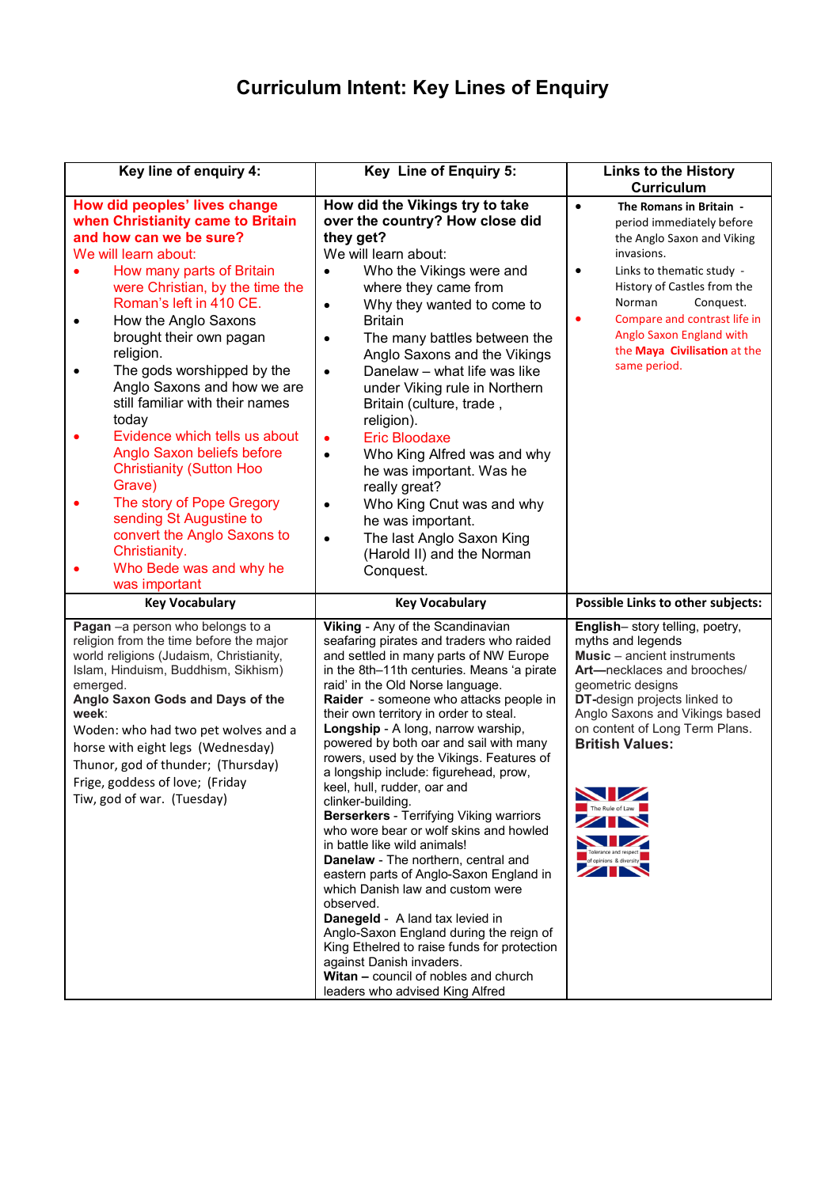# Curriculum Intent: Key Lines of Enquiry

| Key line of enquiry 4: | Key Line of Enquiry 5: | Links to the History Curriculum |
|---|---|---|
| **How did peoples' lives change when Christianity came to Britain and how can we be sure?**<br>We will learn about:<br>• How many parts of Britain were Christian, by the time the Roman's left in 410 CE.<br>• How the Anglo Saxons brought their own pagan religion.<br>• The gods worshipped by the Anglo Saxons and how we are still familiar with their names today<br>• Evidence which tells us about Anglo Saxon beliefs before Christianity (Sutton Hoo Grave)<br>• The story of Pope Gregory sending St Augustine to convert the Anglo Saxons to Christianity.<br>• Who Bede was and why he was important | **How did the Vikings try to take over the country? How close did they get?**<br>We will learn about:<br>• Who the Vikings were and where they came from<br>• Why they wanted to come to Britain<br>• The many battles between the Anglo Saxons and the Vikings<br>• Danelaw – what life was like under Viking rule in Northern Britain (culture, trade , religion).<br>• Eric Bloodaxe<br>• Who King Alfred was and why he was important. Was he really great?<br>• Who King Cnut was and why he was important.<br>• The last Anglo Saxon King (Harold II) and the Norman Conquest. | • **The Romans in Britain** - period immediately before the Anglo Saxon and Viking invasions.<br>• Links to thematic study - History of Castles from the Norman Conquest.<br>• Compare and contrast life in Anglo Saxon England with the **Maya Civilisation** at the same period. |
| **Key Vocabulary** | **Key Vocabulary** | **Possible Links to other subjects:** |
| **Pagan** –a person who belongs to a religion from the time before the major world religions (Judaism, Christianity, Islam, Hinduism, Buddhism, Sikhism) emerged.<br>**Anglo Saxon Gods and Days of the week**:<br>Woden: who had two pet wolves and a horse with eight legs (Wednesday)<br>Thunor, god of thunder; (Thursday)<br>Frige, goddess of love; (Friday<br>Tiw, god of war. (Tuesday) | **Viking** - Any of the Scandinavian seafaring pirates and traders who raided and settled in many parts of NW Europe in the 8th–11th centuries. Means 'a pirate raid' in the Old Norse language.<br>**Raider** - someone who attacks people in their own territory in order to steal.<br>**Longship** - A long, narrow warship, powered by both oar and sail with many rowers, used by the Vikings. Features of a longship include: figurehead, prow, keel, hull, rudder, oar and clinker-building.<br>**Berserkers** - Terrifying Viking warriors who wore bear or wolf skins and howled in battle like wild animals!<br>**Danelaw** - The northern, central and eastern parts of Anglo-Saxon England in which Danish law and custom were observed.<br>**Danegeld** - A land tax levied in Anglo-Saxon England during the reign of King Ethelred to raise funds for protection against Danish invaders.<br>**Witan** – council of nobles and church leaders who advised King Alfred | **English**– story telling, poetry, myths and legends<br>**Music** – ancient instruments<br>**Art**—necklaces and brooches/ geometric designs<br>**DT**-design projects linked to Anglo Saxons and Vikings based on content of Long Term Plans.<br>**British Values:**<br>The Rule of Law<br>Tolerance and respect of opinions & diversity |